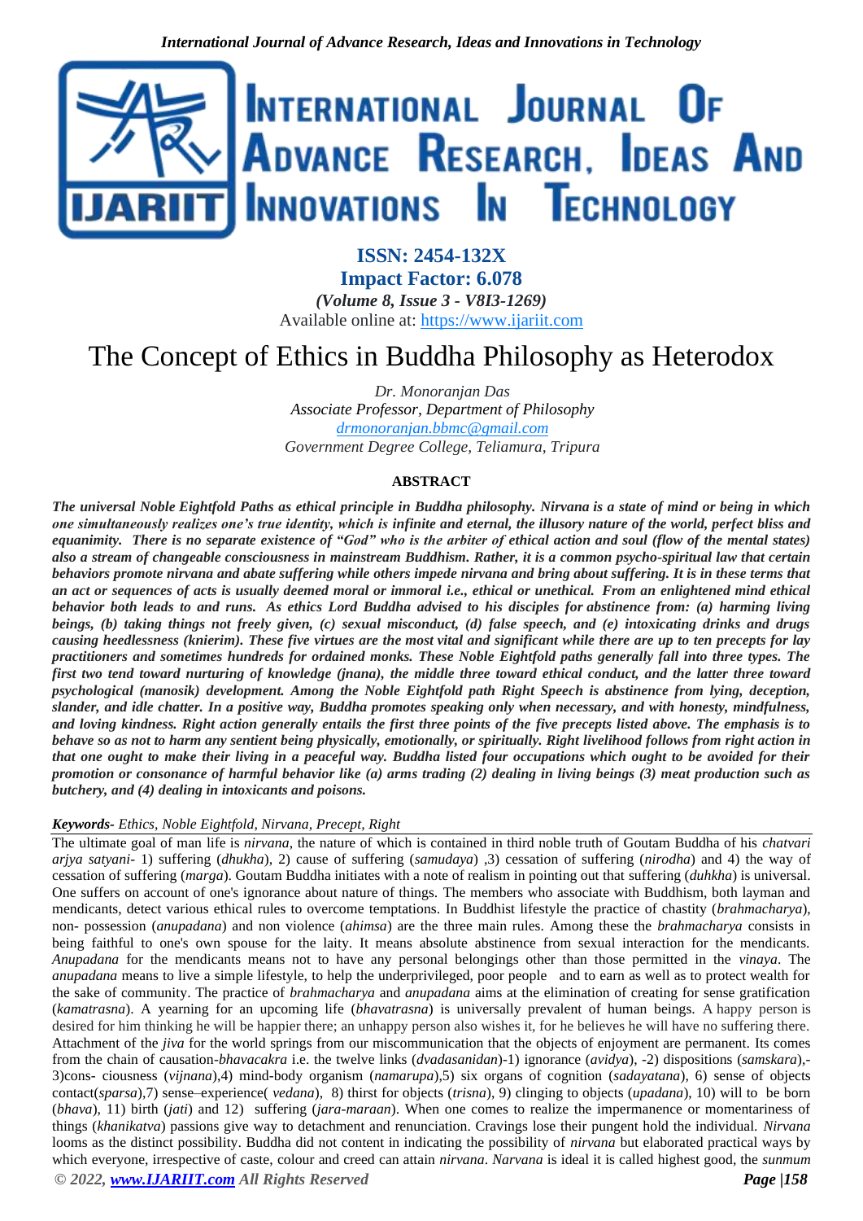ISSN: 2454-132X

Impact Factor: 6.078

*(Volume 8, Issue 3 - V8I3-1269)*

Available online at: https://www.ijariit.com

# The Concept of Ethics in Buddha Philosophy as Heterodox

*Dr. Monoranjan Das*
*Associate Professor, Department of Philosophy*
*drmonoranjan.bbmc@gmail.com*
*Government Degree College, Teliamura, Tripura*

## ABSTRACT

***The universal Noble Eightfold Paths as ethical principle in Buddha philosophy. Nirvana is a state of mind or being in which one simultaneously realizes one's true identity, which is infinite and eternal, the illusory nature of the world, perfect bliss and equanimity. There is no separate existence of "God" who is the arbiter of ethical action and soul (flow of the mental states) also a stream of changeable consciousness in mainstream Buddhism. Rather, it is a common psycho-spiritual law that certain behaviors promote nirvana and abate suffering while others impede nirvana and bring about suffering. It is in these terms that an act or sequences of acts is usually deemed moral or immoral i.e., ethical or unethical. From an enlightened mind ethical behavior both leads to and runs. As ethics Lord Buddha advised to his disciples for abstinence from: (a) harming living beings, (b) taking things not freely given, (c) sexual misconduct, (d) false speech, and (e) intoxicating drinks and drugs causing heedlessness (knierim). These five virtues are the most vital and significant while there are up to ten precepts for lay practitioners and sometimes hundreds for ordained monks. These Noble Eightfold paths generally fall into three types. The first two tend toward nurturing of knowledge (jnana), the middle three toward ethical conduct, and the latter three toward psychological (manosik) development. Among the Noble Eightfold path Right Speech is abstinence from lying, deception, slander, and idle chatter. In a positive way, Buddha promotes speaking only when necessary, and with honesty, mindfulness, and loving kindness. Right action generally entails the first three points of the five precepts listed above. The emphasis is to behave so as not to harm any sentient being physically, emotionally, or spiritually. Right livelihood follows from right action in that one ought to make their living in a peaceful way. Buddha listed four occupations which ought to be avoided for their promotion or consonance of harmful behavior like (a) arms trading (2) dealing in living beings (3) meat production such as butchery, and (4) dealing in intoxicants and poisons.***

***Keywords-*** *Ethics, Noble Eightfold, Nirvana, Precept, Right*

The ultimate goal of man life is *nirvana*, the nature of which is contained in third noble truth of Goutam Buddha of his *chatvari arjya satyani-* 1) suffering (*dhukha*), 2) cause of suffering (*samudaya*) ,3) cessation of suffering (*nirodha*) and 4) the way of cessation of suffering (*marga*). Goutam Buddha initiates with a note of realism in pointing out that suffering (*duhkha*) is universal. One suffers on account of one's ignorance about nature of things. The members who associate with Buddhism, both layman and mendicants, detect various ethical rules to overcome temptations. In Buddhist lifestyle the practice of chastity (*brahmacharya*), non- possession (*anupadana*) and non violence (*ahimsa*) are the three main rules. Among these the *brahmacharya* consists in being faithful to one's own spouse for the laity. It means absolute abstinence from sexual interaction for the mendicants. *Anupadana* for the mendicants means not to have any personal belongings other than those permitted in the *vinaya*. The *anupadana* means to live a simple lifestyle, to help the underprivileged, poor people and to earn as well as to protect wealth for the sake of community. The practice of *brahmacharya* and *anupadana* aims at the elimination of creating for sense gratification (*kamatrasna*). A yearning for an upcoming life (*bhavatrasna*) is universally prevalent of human beings. A happy person is desired for him thinking he will be happier there; an unhappy person also wishes it, for he believes he will have no suffering there. Attachment of the *jiva* for the world springs from our miscommunication that the objects of enjoyment are permanent. Its comes from the chain of causation-*bhavacakra* i.e. the twelve links (*dvadasanidan*)-1) ignorance (*avidya*), -2) dispositions (*samskara*),-3)cons- ciousness (*vijnana*),4) mind-body organism (*namarupa*),5) six organs of cognition (*sadayatana*), 6) sense of objects contact(*sparsa*),7) sense–experience( *vedana*), 8) thirst for objects (*trisna*), 9) clinging to objects (*upadana*), 10) will to be born (*bhava*), 11) birth (*jati*) and 12) suffering (*jara-maraan*). When one comes to realize the impermanence or momentariness of things (*khanikatva*) passions give way to detachment and renunciation. Cravings lose their pungent hold the individual. *Nirvana* looms as the distinct possibility. Buddha did not content in indicating the possibility of *nirvana* but elaborated practical ways by which everyone, irrespective of caste, colour and creed can attain *nirvana*. *Narvana* is ideal it is called highest good, the *sunmum*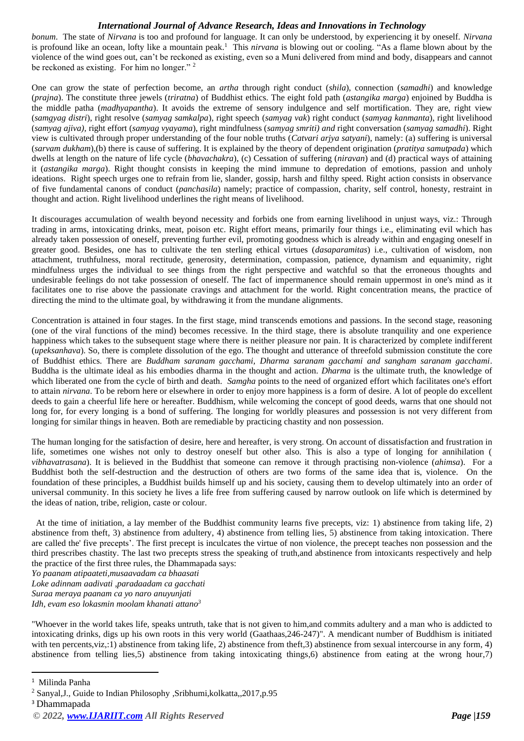*bonum*. The state of *Nirvana* is too and profound for language. It can only be understood, by experiencing it by oneself. *Nirvana* is profound like an ocean, lofty like a mountain peak.[1] This *nirvana* is blowing out or cooling. "As a flame blown about by the violence of the wind goes out, can't be reckoned as existing, even so a Muni delivered from mind and body, disappears and cannot be reckoned as existing. For him no longer." [2]

One can grow the state of perfection become, an *artha* through right conduct (*shila*), connection (*samadhi*) and knowledge (*prajna*). The constitute three jewels (*triratna*) of Buddhist ethics. The eight fold path (*astangika marga*) enjoined by Buddha is the middle patha (*madhyapantha*). It avoids the extreme of sensory indulgence and self mortification. They are, right view (*samgyag distri*), right resolve (*samyag samkalpa*), right speech (*samyag vak*) right conduct (*samyag kanmanta*), right livelihood (*samyag ajiva*), right effort (*samyag vyayama*), right mindfulness (*samyag smriti) and* right conversation (*samyag samadhi*). Right view is cultivated through proper understanding of the four noble truths (*Catvari arjya satyani*), namely: (a) suffering is universal (*sarvam dukham*),(b) there is cause of suffering. It is explained by the theory of dependent origination (*pratitya samutpada*) which dwells at length on the nature of life cycle (*bhavachakra*), (c) Cessation of suffering (*niravan*) and (d) practical ways of attaining it (*astangika marga*). Right thought consists in keeping the mind immune to depredation of emotions, passion and unholy ideations. Right speech urges one to refrain from lie, slander, gossip, harsh and filthy speed. Right action consists in observance of five fundamental canons of conduct (*panchasila*) namely; practice of compassion, charity, self control, honesty, restraint in thought and action. Right livelihood underlines the right means of livelihood.

It discourages accumulation of wealth beyond necessity and forbids one from earning livelihood in unjust ways, viz.: Through trading in arms, intoxicating drinks, meat, poison etc. Right effort means, primarily four things i.e., eliminating evil which has already taken possession of oneself, preventing further evil, promoting goodness which is already within and engaging oneself in greater good. Besides, one has to cultivate the ten sterling ethical virtues (*dasaparamitas*) i.e., cultivation of wisdom, non attachment, truthfulness, moral rectitude, generosity, determination, compassion, patience, dynamism and equanimity, right mindfulness urges the individual to see things from the right perspective and watchful so that the erroneous thoughts and undesirable feelings do not take possession of oneself. The fact of impermanence should remain uppermost in one's mind as it facilitates one to rise above the passionate cravings and attachment for the world. Right concentration means, the practice of directing the mind to the ultimate goal, by withdrawing it from the mundane alignments.

Concentration is attained in four stages. In the first stage, mind transcends emotions and passions. In the second stage, reasoning (one of the viral functions of the mind) becomes recessive. In the third stage, there is absolute tranquility and one experience happiness which takes to the subsequent stage where there is neither pleasure nor pain. It is characterized by complete indifferent (*upeksanhava*). So, there is complete dissolution of the ego. The thought and utterance of threefold submission constitute the core of Buddhist ethics. There are *Buddham saranam gacchami, Dharma saranam gacchami and sangham saranam gacchami*. Buddha is the ultimate ideal as his embodies dharma in the thought and action. *Dharma* is the ultimate truth, the knowledge of which liberated one from the cycle of birth and death. *Samgha* points to the need of organized effort which facilitates one's effort to attain *nirvana*. To be reborn here or elsewhere in order to enjoy more happiness is a form of desire. A lot of people do excellent deeds to gain a cheerful life here or hereafter. Buddhism, while welcoming the concept of good deeds, warns that one should not long for, for every longing is a bond of suffering. The longing for worldly pleasures and possession is not very different from longing for similar things in heaven. Both are remediable by practicing chastity and non possession.

The human longing for the satisfaction of desire, here and hereafter, is very strong. On account of dissatisfaction and frustration in life, sometimes one wishes not only to destroy oneself but other also. This is also a type of longing for annihilation ( *vibhavatrasana*). It is believed in the Buddhist that someone can remove it through practising non-violence (*ahimsa*). For a Buddhist both the self-destruction and the destruction of others are two forms of the same idea that is, violence. On the foundation of these principles, a Buddhist builds himself up and his society, causing them to develop ultimately into an order of universal community. In this society he lives a life free from suffering caused by narrow outlook on life which is determined by the ideas of nation, tribe, religion, caste or colour.

At the time of initiation, a lay member of the Buddhist community learns five precepts, viz: 1) abstinence from taking life, 2) abstinence from theft, 3) abstinence from adultery, 4) abstinence from telling lies, 5) abstinence from taking intoxication. There are called the' five precepts'. The first precept is inculcates the virtue of non violence, the precept teaches non possession and the third prescribes chastity. The last two precepts stress the speaking of truth,and abstinence from intoxicants respectively and help the practice of the first three rules, the Dhammapada says:

*Yo paanam atipaateti,musaavadam ca bhaasati*
*Loke adinnam aadivati ,paradaadam ca gacchati*
*Suraa meraya paanam ca yo naro anuyunjati*
*Idh, evam eso lokasmin moolam khanati attano*[3]

"Whoever in the world takes life, speaks untruth, take that is not given to him,and commits adultery and a man who is addicted to intoxicating drinks, digs up his own roots in this very world (Gaathaas,246-247)". A mendicant number of Buddhism is initiated with ten percents,viz,:1) abstinence from taking life, 2) abstinence from theft,3) abstinence from sexual intercourse in any form, 4) abstinence from telling lies,5) abstinence from taking intoxicating things,6) abstinence from eating at the wrong hour,7)

---

[1] Milinda Panha

[2] Sanyal,J., Guide to Indian Philosophy ,Sribhumi,kolkatta,,2017,p.95

[3] Dhammapada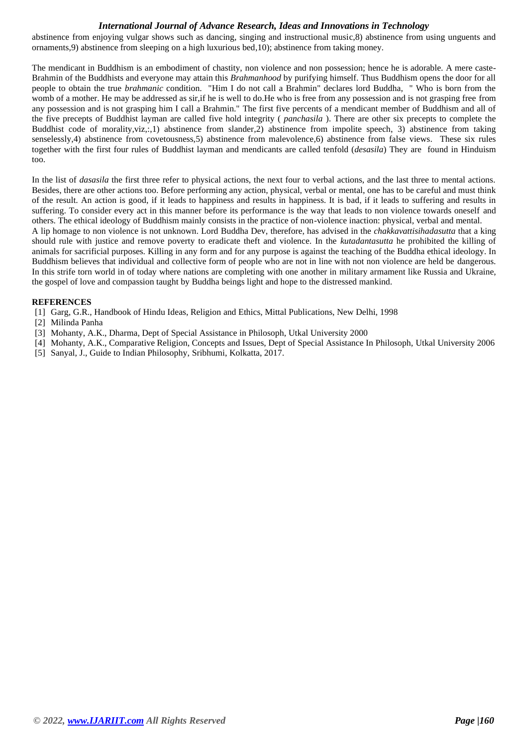abstinence from enjoying vulgar shows such as dancing, singing and instructional music,8) abstinence from using unguents and ornaments,9) abstinence from sleeping on a high luxurious bed,10); abstinence from taking money.

The mendicant in Buddhism is an embodiment of chastity, non violence and non possession; hence he is adorable. A mere caste-Brahmin of the Buddhists and everyone may attain this *Brahmanhood* by purifying himself. Thus Buddhism opens the door for all people to obtain the true *brahmanic* condition. "Him I do not call a Brahmin" declares lord Buddha, " Who is born from the womb of a mother. He may be addressed as sir,if he is well to do.He who is free from any possession and is not grasping free from any possession and is not grasping him I call a Brahmin." The first five percents of a mendicant member of Buddhism and all of the five precepts of Buddhist layman are called five hold integrity ( *panchasila* ). There are other six precepts to complete the Buddhist code of morality,viz,:,1) abstinence from slander,2) abstinence from impolite speech, 3) abstinence from taking senselessly,4) abstinence from covetousness,5) abstinence from malevolence,6) abstinence from false views. These six rules together with the first four rules of Buddhist layman and mendicants are called tenfold (*desasila*) They are found in Hinduism too.

In the list of *dasasila* the first three refer to physical actions, the next four to verbal actions, and the last three to mental actions. Besides, there are other actions too. Before performing any action, physical, verbal or mental, one has to be careful and must think of the result. An action is good, if it leads to happiness and results in happiness. It is bad, if it leads to suffering and results in suffering. To consider every act in this manner before its performance is the way that leads to non violence towards oneself and others. The ethical ideology of Buddhism mainly consists in the practice of non-violence inaction: physical, verbal and mental.
A lip homage to non violence is not unknown. Lord Buddha Dev, therefore, has advised in the *chakkavattisihadasutta* that a king should rule with justice and remove poverty to eradicate theft and violence. In the *kutadantasutta* he prohibited the killing of animals for sacrificial purposes. Killing in any form and for any purpose is against the teaching of the Buddha ethical ideology. In Buddhism believes that individual and collective form of people who are not in line with not non violence are held be dangerous. In this strife torn world in of today where nations are completing with one another in military armament like Russia and Ukraine, the gospel of love and compassion taught by Buddha beings light and hope to the distressed mankind.

## REFERENCES

[1] Garg, G.R., Handbook of Hindu Ideas, Religion and Ethics, Mittal Publications, New Delhi, 1998
[2] Milinda Panha
[3] Mohanty, A.K., Dharma, Dept of Special Assistance in Philosoph, Utkal University 2000
[4] Mohanty, A.K., Comparative Religion, Concepts and Issues, Dept of Special Assistance In Philosoph, Utkal University 2006
[5] Sanyal, J., Guide to Indian Philosophy, Sribhumi, Kolkatta, 2017.